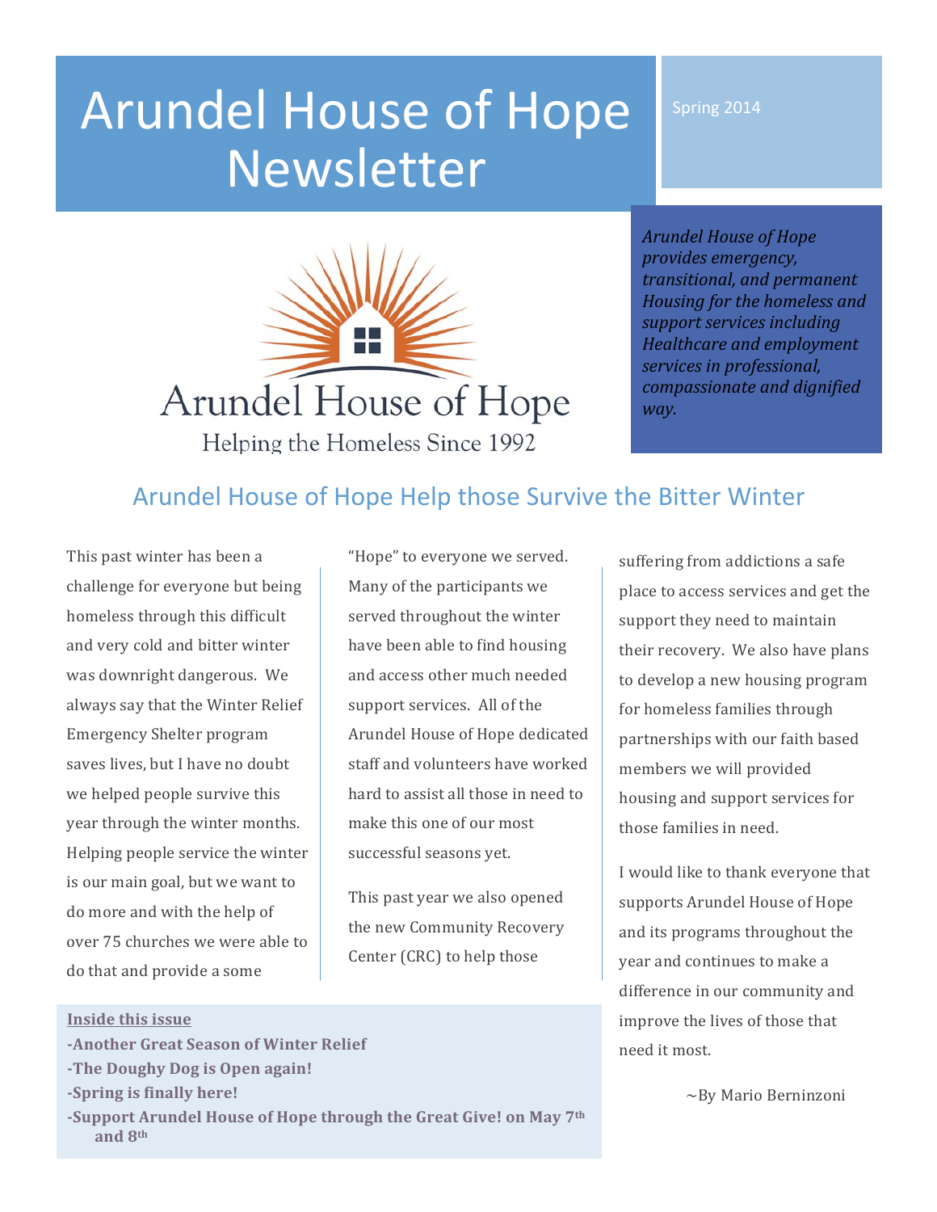# Arundel House of Hope Newsletter

Spring 2014

Arundel House of Hope

Helping the Homeless Since 1992

*Arundel House of Hope provides emergency, transitional, and permanent Housing for the homeless and support services including Healthcare and employment services in professional, compassionate and dignified way.*

## Arundel House of Hope Help those Survive the Bitter Winter

This past winter has been a challenge for everyone but being homeless through this difficult and very cold and bitter winter was downright dangerous. We always say that the Winter Relief Emergency Shelter program saves lives, but I have no doubt we helped people survive this year through the winter months. Helping people service the winter is our main goal, but we want to do more and with the help of over 75 churches we were able to do that and provide a some "Hope" to everyone we served. Many of the participants we served throughout the winter have been able to find housing and access other much needed support services. All of the Arundel House of Hope dedicated staff and volunteers have worked hard to assist all those in need to make this one of our most successful seasons yet.

This past year we also opened the new Community Recovery Center (CRC) to help those suffering from addictions a safe place to access services and get the support they need to maintain their recovery. We also have plans to develop a new housing program for homeless families through partnerships with our faith based members we will provided housing and support services for those families in need.

I would like to thank everyone that supports Arundel House of Hope and its programs throughout the year and continues to make a difference in our community and improve the lives of those that need it most.

~By Mario Berninzoni

**Inside this issue**

**-Another Great Season of Winter Relief**

**-The Doughy Dog is Open again!**

**-Spring is finally here!**

**-Support Arundel House of Hope through the Great Give! on May 7th and 8th**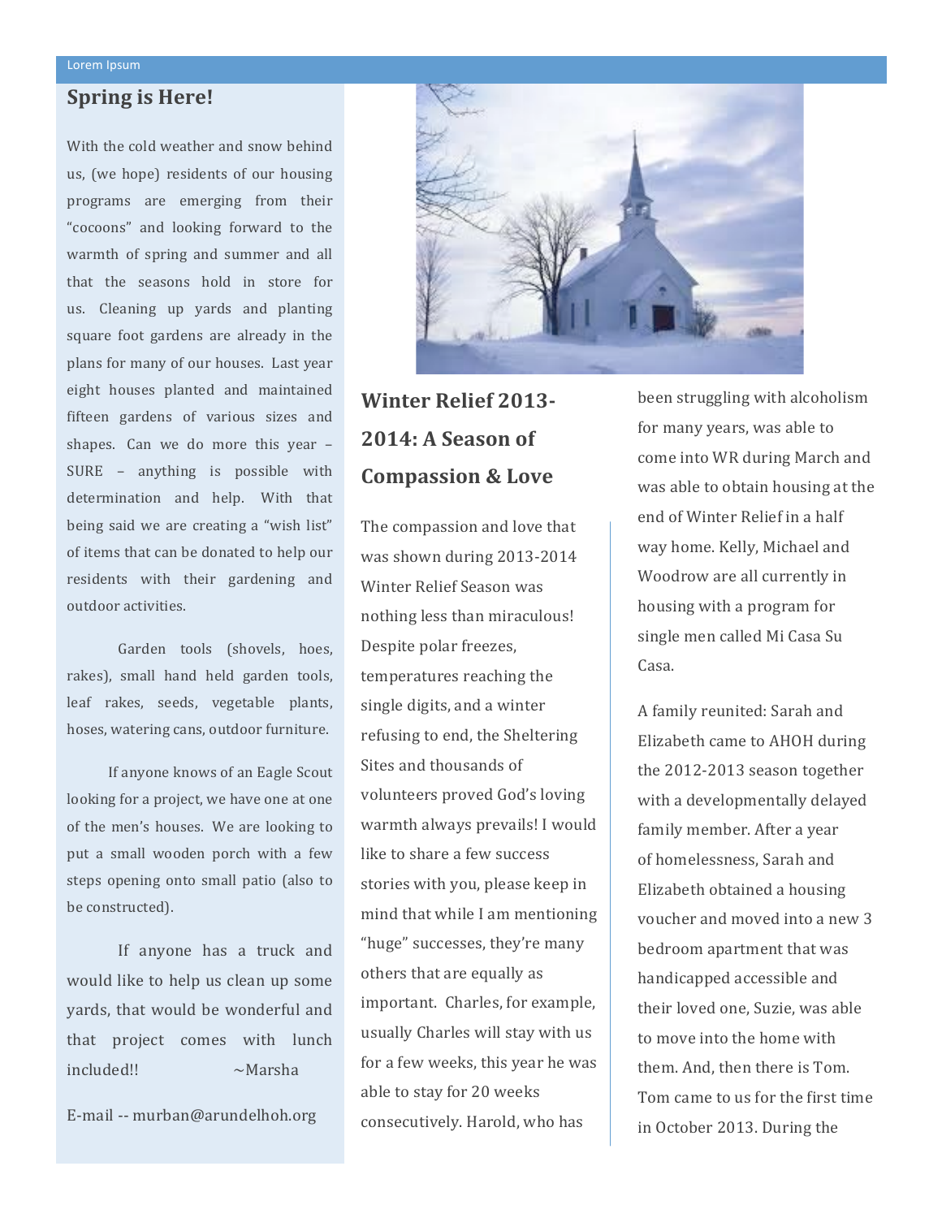## Spring is Here!

With the cold weather and snow behind us, (we hope) residents of our housing programs are emerging from their "cocoons" and looking forward to the warmth of spring and summer and all that the seasons hold in store for us. Cleaning up yards and planting square foot gardens are already in the plans for many of our houses. Last year eight houses planted and maintained fifteen gardens of various sizes and shapes. Can we do more this year – SURE – anything is possible with determination and help. With that being said we are creating a "wish list" of items that can be donated to help our residents with their gardening and outdoor activities.

Garden tools (shovels, hoes, rakes), small hand held garden tools, leaf rakes, seeds, vegetable plants, hoses, watering cans, outdoor furniture.

If anyone knows of an Eagle Scout looking for a project, we have one at one of the men's houses. We are looking to put a small wooden porch with a few steps opening onto small patio (also to be constructed).

If anyone has a truck and would like to help us clean up some yards, that would be wonderful and that project comes with lunch included!! ~Marsha

E-mail -- murban@arundelhoh.org

## Winter Relief 2013-2014: A Season of Compassion & Love

The compassion and love that was shown during 2013-2014 Winter Relief Season was nothing less than miraculous! Despite polar freezes, temperatures reaching the single digits, and a winter refusing to end, the Sheltering Sites and thousands of volunteers proved God's loving warmth always prevails! I would like to share a few success stories with you, please keep in mind that while I am mentioning "huge" successes, they're many others that are equally as important. Charles, for example, usually Charles will stay with us for a few weeks, this year he was able to stay for 20 weeks consecutively. Harold, who has been struggling with alcoholism for many years, was able to come into WR during March and was able to obtain housing at the end of Winter Relief in a half way home. Kelly, Michael and Woodrow are all currently in housing with a program for single men called Mi Casa Su Casa.

A family reunited: Sarah and Elizabeth came to AHOH during the 2012-2013 season together with a developmentally delayed family member. After a year of homelessness, Sarah and Elizabeth obtained a housing voucher and moved into a new 3 bedroom apartment that was handicapped accessible and their loved one, Suzie, was able to move into the home with them. And, then there is Tom. Tom came to us for the first time in October 2013. During the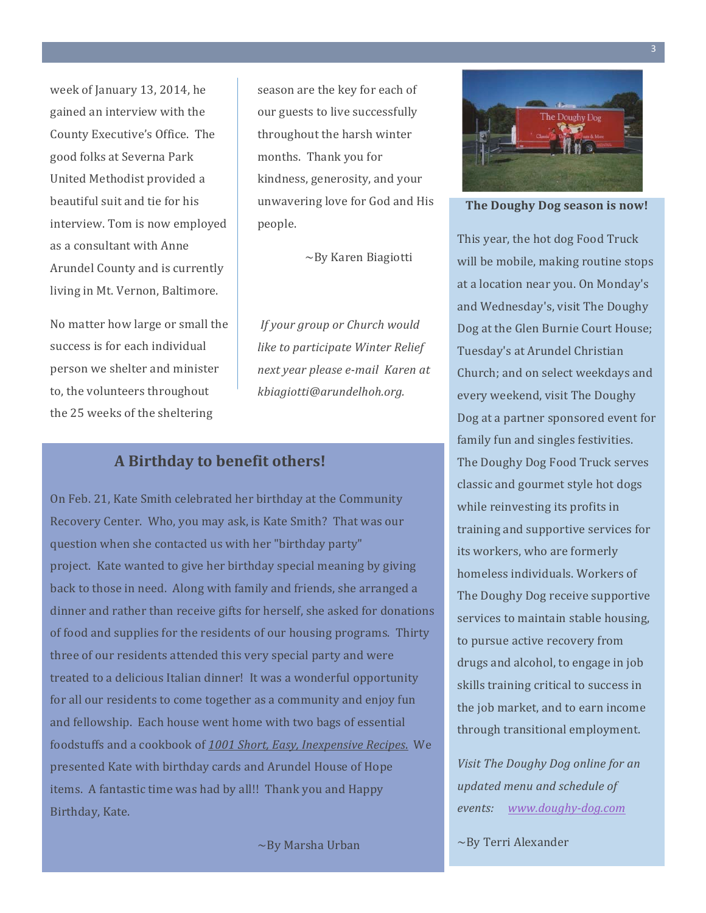week of January 13, 2014, he gained an interview with the County Executive's Office. The good folks at Severna Park United Methodist provided a beautiful suit and tie for his interview. Tom is now employed as a consultant with Anne Arundel County and is currently living in Mt. Vernon, Baltimore.

No matter how large or small the success is for each individual person we shelter and minister to, the volunteers throughout the 25 weeks of the sheltering season are the key for each of our guests to live successfully throughout the harsh winter months. Thank you for kindness, generosity, and your unwavering love for God and His people.

~By Karen Biagiotti

*If your group or Church would like to participate Winter Relief next year please e-mail Karen at kbiagiotti@arundelhoh.org.*

## A Birthday to benefit others!

On Feb. 21, Kate Smith celebrated her birthday at the Community Recovery Center. Who, you may ask, is Kate Smith? That was our question when she contacted us with her "birthday party" project. Kate wanted to give her birthday special meaning by giving back to those in need. Along with family and friends, she arranged a dinner and rather than receive gifts for herself, she asked for donations of food and supplies for the residents of our housing programs. Thirty three of our residents attended this very special party and were treated to a delicious Italian dinner! It was a wonderful opportunity for all our residents to come together as a community and enjoy fun and fellowship. Each house went home with two bags of essential foodstuffs and a cookbook of ***1001 Short, Easy, Inexpensive Recipes.*** We presented Kate with birthday cards and Arundel House of Hope items. A fantastic time was had by all!! Thank you and Happy Birthday, Kate.

~By Marsha Urban

**The Doughy Dog season is now!**

This year, the hot dog Food Truck will be mobile, making routine stops at a location near you. On Monday's and Wednesday's, visit The Doughy Dog at the Glen Burnie Court House; Tuesday's at Arundel Christian Church; and on select weekdays and every weekend, visit The Doughy Dog at a partner sponsored event for family fun and singles festivities. The Doughy Dog Food Truck serves classic and gourmet style hot dogs while reinvesting its profits in training and supportive services for its workers, who are formerly homeless individuals. Workers of The Doughy Dog receive supportive services to maintain stable housing, to pursue active recovery from drugs and alcohol, to engage in job skills training critical to success in the job market, and to earn income through transitional employment.

*Visit The Doughy Dog online for an updated menu and schedule of events: www.doughy-dog.com*

~By Terri Alexander